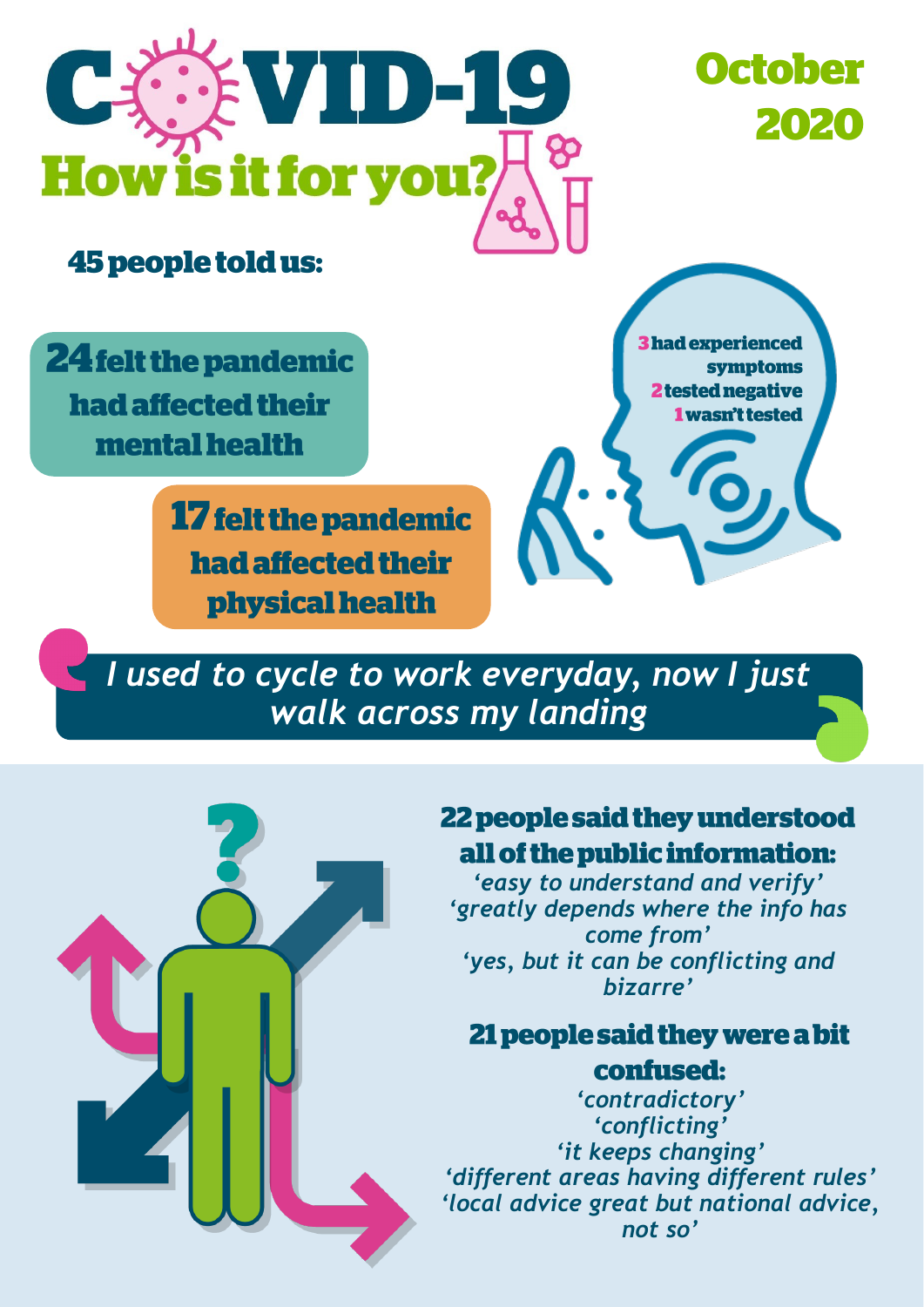# COVID-19 How is it for you?

## October 2020

### 45 people told us:

**24 felt the pandemic had affected their mental health**

**17 felt the pandemic had affected their physical health**

**3 had experienced symptoms**
**2 tested negative**
**1 wasn't tested**

*I used to cycle to work everyday, now I just walk across my landing*

### 22 people said they understood all of the public information:

*'easy to understand and verify'*
*'greatly depends where the info has come from'*
*'yes, but it can be conflicting and bizarre'*

### 21 people said they were a bit confused:

*'contradictory'*
*'conflicting'*
*'it keeps changing'*
*'different areas having different rules'*
*'local advice great but national advice, not so'*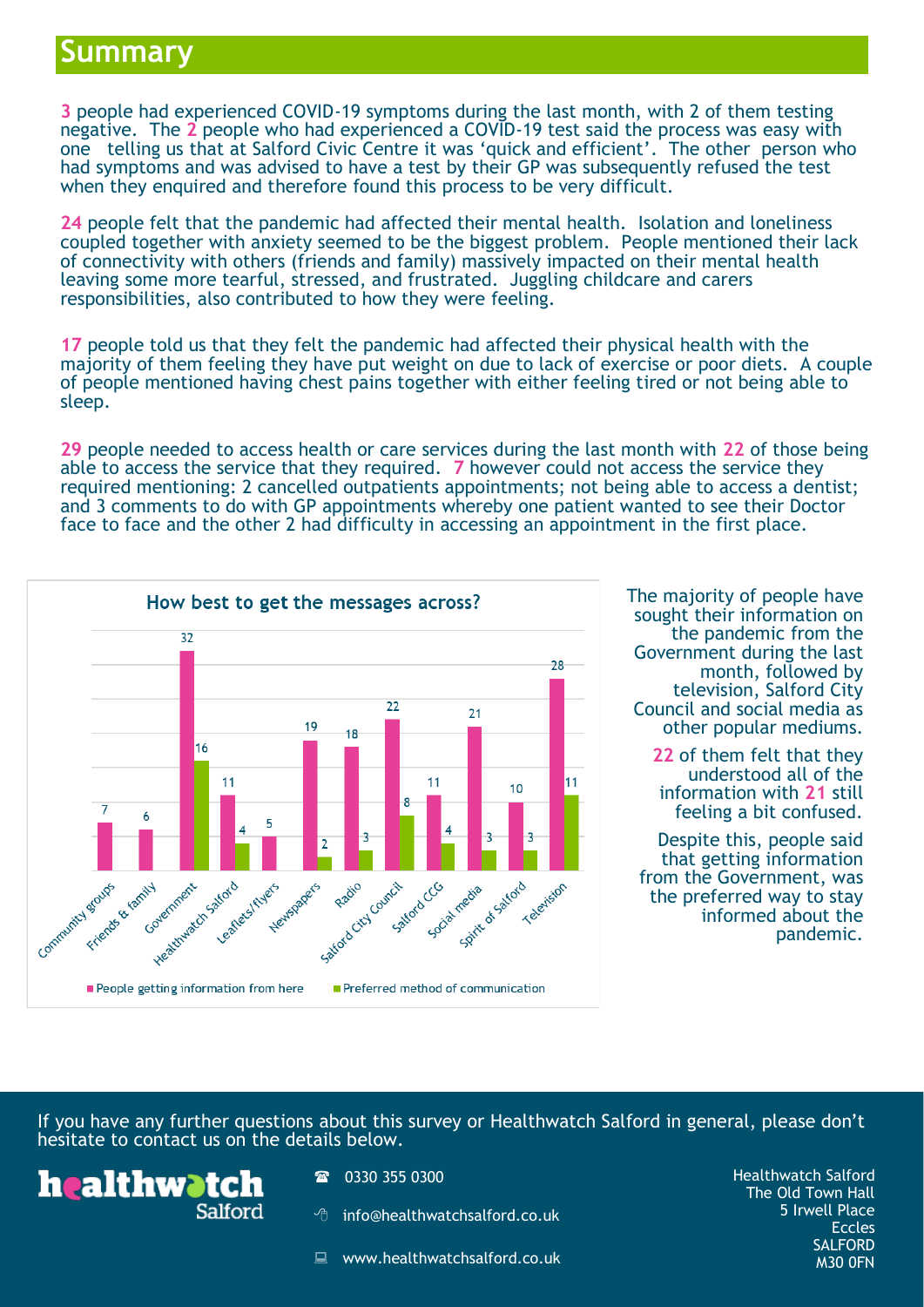## Summary

3 people had experienced COVID-19 symptoms during the last month, with 2 of them testing negative. The 2 people who had experienced a COVID-19 test said the process was easy with one telling us that at Salford Civic Centre it was 'quick and efficient'. The other person who had symptoms and was advised to have a test by their GP was subsequently refused the test when they enquired and therefore found this process to be very difficult.

24 people felt that the pandemic had affected their mental health. Isolation and loneliness coupled together with anxiety seemed to be the biggest problem. People mentioned their lack of connectivity with others (friends and family) massively impacted on their mental health leaving some more tearful, stressed, and frustrated. Juggling childcare and carers responsibilities, also contributed to how they were feeling.

17 people told us that they felt the pandemic had affected their physical health with the majority of them feeling they have put weight on due to lack of exercise or poor diets. A couple of people mentioned having chest pains together with either feeling tired or not being able to sleep.

29 people needed to access health or care services during the last month with 22 of those being able to access the service that they required. 7 however could not access the service they required mentioning: 2 cancelled outpatients appointments; not being able to access a dentist; and 3 comments to do with GP appointments whereby one patient wanted to see their Doctor face to face and the other 2 had difficulty in accessing an appointment in the first place.

How best to get the messages across?

Community groups 7
Friends & family 6
Government 32, 16
Healthwatch Salford 11, 4
Leaflets/flyers 5
Newspapers 19, 2
Radio 18, 3
Salford City Council 22, 8
Salford CCG 11, 4
Social media 21, 3
Spirit of Salford 10, 3
Television 28, 11

People getting information from here
Preferred method of communication

The majority of people have sought their information on the pandemic from the Government during the last month, followed by television, Salford City Council and social media as other popular mediums.

22 of them felt that they understood all of the information with 21 still feeling a bit confused.

Despite this, people said that getting information from the Government, was the preferred way to stay informed about the pandemic.

If you have any further questions about this survey or Healthwatch Salford in general, please don't hesitate to contact us on the details below.

healthwatch Salford

0330 355 0300

info@healthwatchsalford.co.uk

www.healthwatchsalford.co.uk

Healthwatch Salford
The Old Town Hall
5 Irwell Place
Eccles
SALFORD
M30 0FN